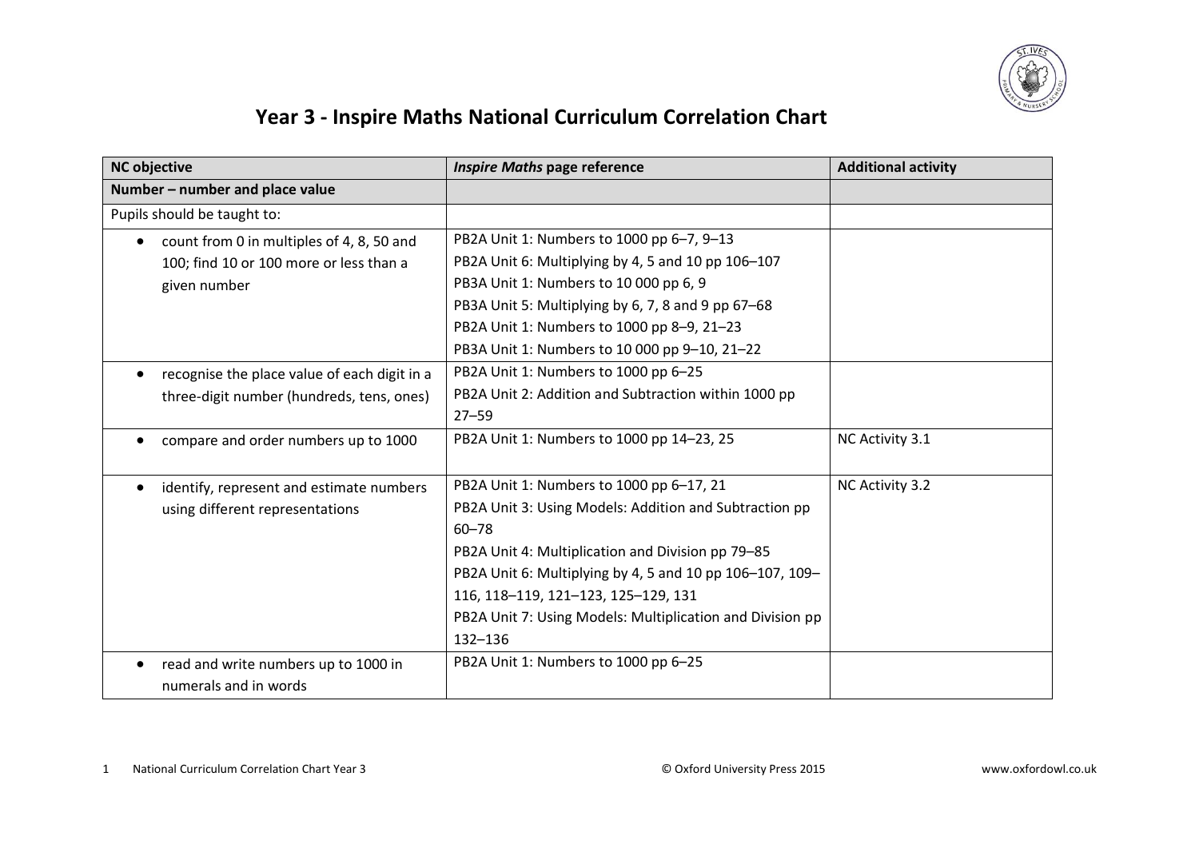# Year 3 - Inspire Maths National Curriculum Correlation Chart

| NC objective | *Inspire Maths* page reference | Additional activity |
|---|---|---|
| **Number – number and place value** | | |
| Pupils should be taught to: | | |
| • count from 0 in multiples of 4, 8, 50 and 100; find 10 or 100 more or less than a given number | PB2A Unit 1: Numbers to 1000 pp 6–7, 9–13<br>PB2A Unit 6: Multiplying by 4, 5 and 10 pp 106–107<br>PB3A Unit 1: Numbers to 10 000 pp 6, 9<br>PB3A Unit 5: Multiplying by 6, 7, 8 and 9 pp 67–68<br>PB2A Unit 1: Numbers to 1000 pp 8–9, 21–23<br>PB3A Unit 1: Numbers to 10 000 pp 9–10, 21–22 | |
| • recognise the place value of each digit in a three-digit number (hundreds, tens, ones) | PB2A Unit 1: Numbers to 1000 pp 6–25<br>PB2A Unit 2: Addition and Subtraction within 1000 pp 27–59 | |
| • compare and order numbers up to 1000 | PB2A Unit 1: Numbers to 1000 pp 14–23, 25 | NC Activity 3.1 |
| • identify, represent and estimate numbers using different representations | PB2A Unit 1: Numbers to 1000 pp 6–17, 21<br>PB2A Unit 3: Using Models: Addition and Subtraction pp 60–78<br>PB2A Unit 4: Multiplication and Division pp 79–85<br>PB2A Unit 6: Multiplying by 4, 5 and 10 pp 106–107, 109–116, 118–119, 121–123, 125–129, 131<br>PB2A Unit 7: Using Models: Multiplication and Division pp 132–136 | NC Activity 3.2 |
| • read and write numbers up to 1000 in numerals and in words | PB2A Unit 1: Numbers to 1000 pp 6–25 | |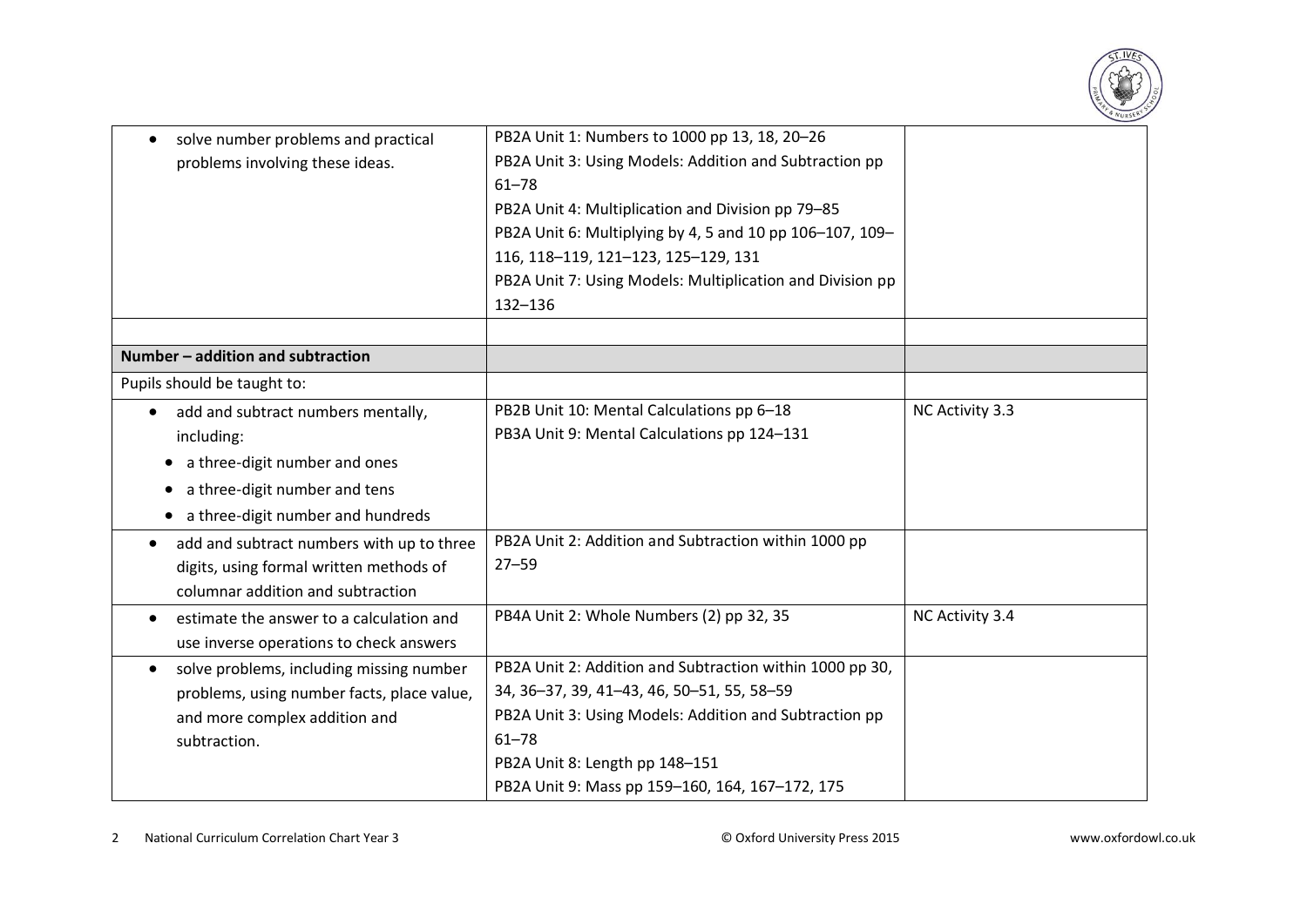| | | |
|---|---|---|
| • solve number problems and practical problems involving these ideas. | PB2A Unit 1: Numbers to 1000 pp 13, 18, 20–26<br>PB2A Unit 3: Using Models: Addition and Subtraction pp 61–78<br>PB2A Unit 4: Multiplication and Division pp 79–85<br>PB2A Unit 6: Multiplying by 4, 5 and 10 pp 106–107, 109–116, 118–119, 121–123, 125–129, 131<br>PB2A Unit 7: Using Models: Multiplication and Division pp 132–136 | |
| | | |
| **Number – addition and subtraction** | | |
| Pupils should be taught to: | | |
| • add and subtract numbers mentally, including:<br>• a three-digit number and ones<br>• a three-digit number and tens<br>• a three-digit number and hundreds | PB2B Unit 10: Mental Calculations pp 6–18<br>PB3A Unit 9: Mental Calculations pp 124–131 | NC Activity 3.3 |
| • add and subtract numbers with up to three digits, using formal written methods of columnar addition and subtraction | PB2A Unit 2: Addition and Subtraction within 1000 pp 27–59 | |
| • estimate the answer to a calculation and use inverse operations to check answers | PB4A Unit 2: Whole Numbers (2) pp 32, 35 | NC Activity 3.4 |
| • solve problems, including missing number problems, using number facts, place value, and more complex addition and subtraction. | PB2A Unit 2: Addition and Subtraction within 1000 pp 30, 34, 36–37, 39, 41–43, 46, 50–51, 55, 58–59<br>PB2A Unit 3: Using Models: Addition and Subtraction pp 61–78<br>PB2A Unit 8: Length pp 148–151<br>PB2A Unit 9: Mass pp 159–160, 164, 167–172, 175 | |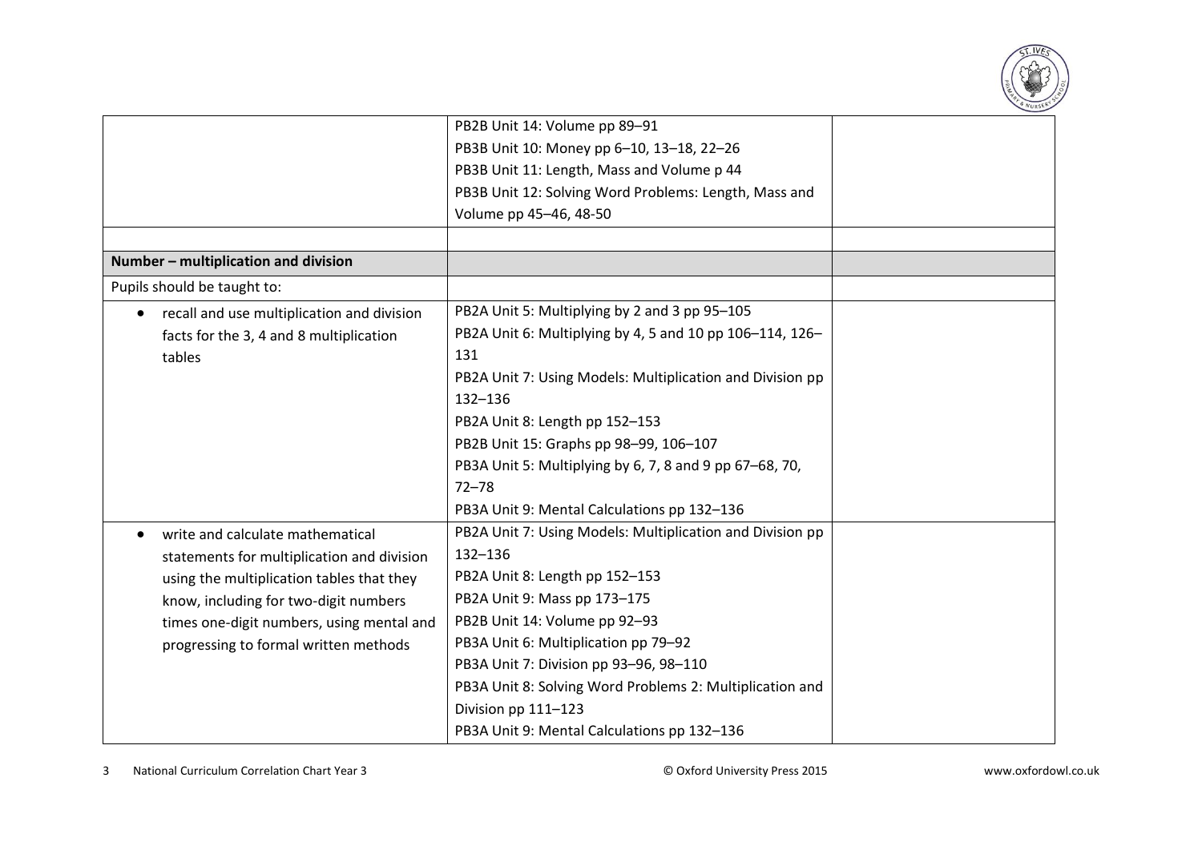| | | |
|---|---|---|
| | PB2B Unit 14: Volume pp 89–91<br>PB3B Unit 10: Money pp 6–10, 13–18, 22–26<br>PB3B Unit 11: Length, Mass and Volume p 44<br>PB3B Unit 12: Solving Word Problems: Length, Mass and Volume pp 45–46, 48-50 | |
| | | |
| **Number – multiplication and division** | | |
| Pupils should be taught to: | | |
| • recall and use multiplication and division facts for the 3, 4 and 8 multiplication tables | PB2A Unit 5: Multiplying by 2 and 3 pp 95–105<br>PB2A Unit 6: Multiplying by 4, 5 and 10 pp 106–114, 126–131<br>PB2A Unit 7: Using Models: Multiplication and Division pp 132–136<br>PB2A Unit 8: Length pp 152–153<br>PB2B Unit 15: Graphs pp 98–99, 106–107<br>PB3A Unit 5: Multiplying by 6, 7, 8 and 9 pp 67–68, 70, 72–78<br>PB3A Unit 9: Mental Calculations pp 132–136 | |
| • write and calculate mathematical statements for multiplication and division using the multiplication tables that they know, including for two-digit numbers times one-digit numbers, using mental and progressing to formal written methods | PB2A Unit 7: Using Models: Multiplication and Division pp 132–136<br>PB2A Unit 8: Length pp 152–153<br>PB2A Unit 9: Mass pp 173–175<br>PB2B Unit 14: Volume pp 92–93<br>PB3A Unit 6: Multiplication pp 79–92<br>PB3A Unit 7: Division pp 93–96, 98–110<br>PB3A Unit 8: Solving Word Problems 2: Multiplication and Division pp 111–123<br>PB3A Unit 9: Mental Calculations pp 132–136 | |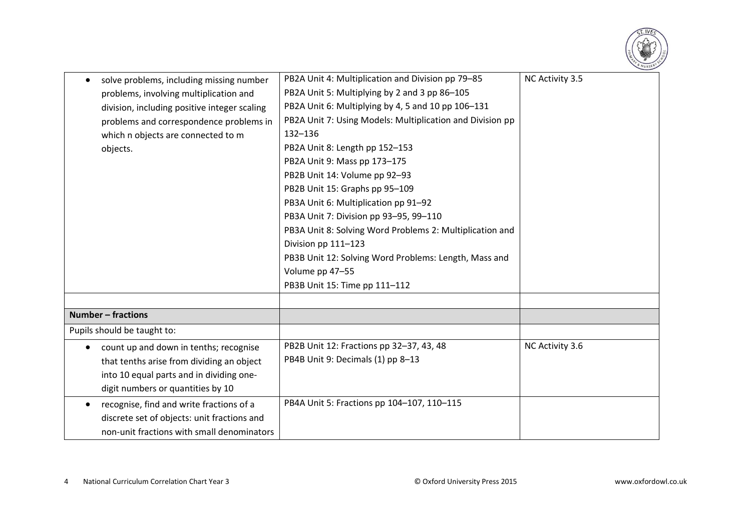| | | |
|---|---|---|
| • solve problems, including missing number problems, involving multiplication and division, including positive integer scaling problems and correspondence problems in which n objects are connected to m objects. | PB2A Unit 4: Multiplication and Division pp 79–85<br>PB2A Unit 5: Multiplying by 2 and 3 pp 86–105<br>PB2A Unit 6: Multiplying by 4, 5 and 10 pp 106–131<br>PB2A Unit 7: Using Models: Multiplication and Division pp 132–136<br>PB2A Unit 8: Length pp 152–153<br>PB2A Unit 9: Mass pp 173–175<br>PB2B Unit 14: Volume pp 92–93<br>PB2B Unit 15: Graphs pp 95–109<br>PB3A Unit 6: Multiplication pp 91–92<br>PB3A Unit 7: Division pp 93–95, 99–110<br>PB3A Unit 8: Solving Word Problems 2: Multiplication and Division pp 111–123<br>PB3B Unit 12: Solving Word Problems: Length, Mass and Volume pp 47–55<br>PB3B Unit 15: Time pp 111–112 | NC Activity 3.5 |
| | | |
| **Number – fractions** | | |
| Pupils should be taught to: | | |
| • count up and down in tenths; recognise that tenths arise from dividing an object into 10 equal parts and in dividing one-digit numbers or quantities by 10 | PB2B Unit 12: Fractions pp 32–37, 43, 48<br>PB4B Unit 9: Decimals (1) pp 8–13 | NC Activity 3.6 |
| • recognise, find and write fractions of a discrete set of objects: unit fractions and non-unit fractions with small denominators | PB4A Unit 5: Fractions pp 104–107, 110–115 | |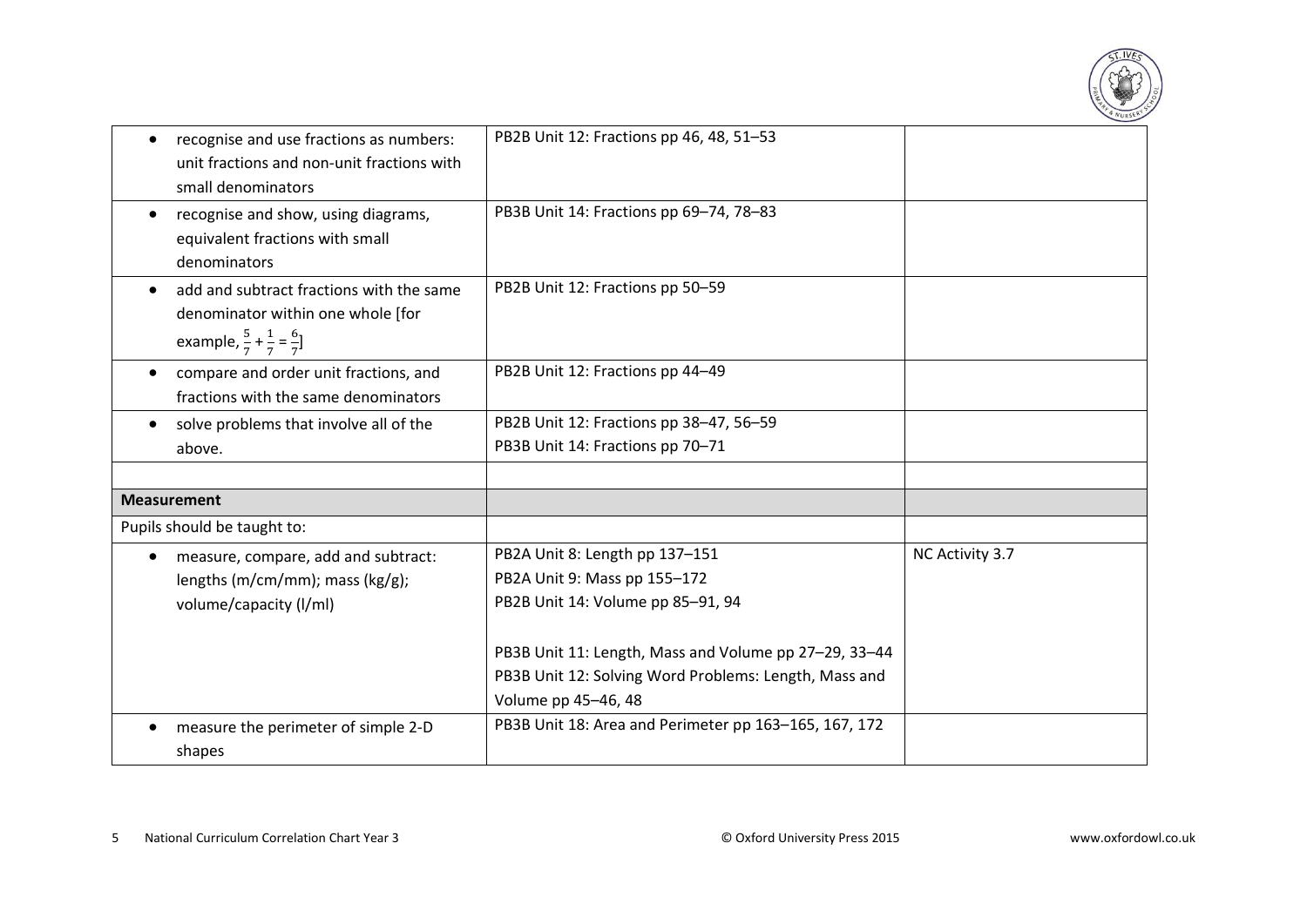| | | |
|---|---|---|
| • recognise and use fractions as numbers: unit fractions and non-unit fractions with small denominators | PB2B Unit 12: Fractions pp 46, 48, 51–53 | |
| • recognise and show, using diagrams, equivalent fractions with small denominators | PB3B Unit 14: Fractions pp 69–74, 78–83 | |
| • add and subtract fractions with the same denominator within one whole [for example, $\frac{5}{7} + \frac{1}{7} = \frac{6}{7}$] | PB2B Unit 12: Fractions pp 50–59 | |
| • compare and order unit fractions, and fractions with the same denominators | PB2B Unit 12: Fractions pp 44–49 | |
| • solve problems that involve all of the above. | PB2B Unit 12: Fractions pp 38–47, 56–59<br>PB3B Unit 14: Fractions pp 70–71 | |
| | | |
| **Measurement** | | |
| Pupils should be taught to: | | |
| • measure, compare, add and subtract: lengths (m/cm/mm); mass (kg/g); volume/capacity (l/ml) | PB2A Unit 8: Length pp 137–151<br>PB2A Unit 9: Mass pp 155–172<br>PB2B Unit 14: Volume pp 85–91, 94<br><br>PB3B Unit 11: Length, Mass and Volume pp 27–29, 33–44<br>PB3B Unit 12: Solving Word Problems: Length, Mass and Volume pp 45–46, 48 | NC Activity 3.7 |
| • measure the perimeter of simple 2-D shapes | PB3B Unit 18: Area and Perimeter pp 163–165, 167, 172 | |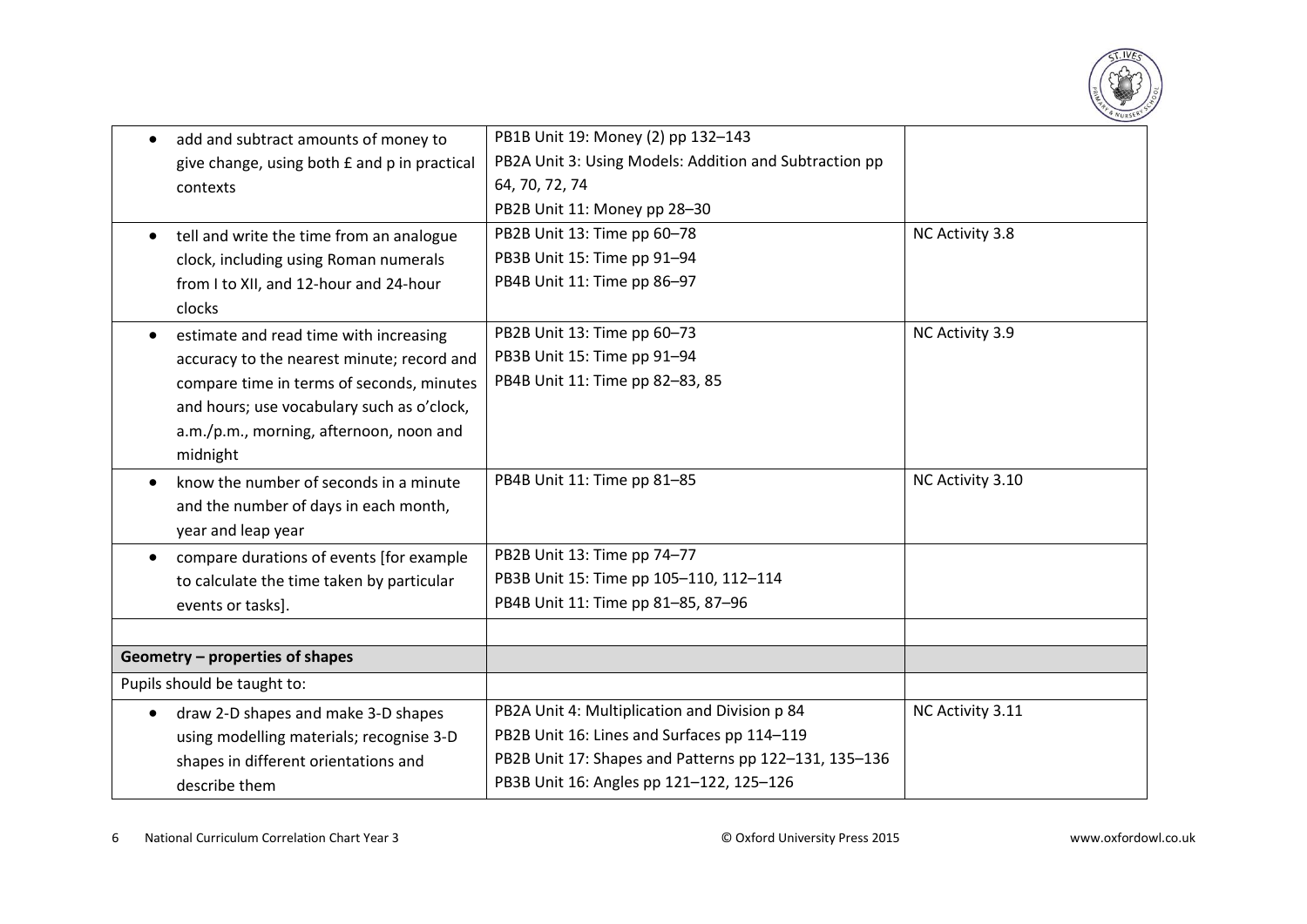| | | |
|---|---|---|
| • add and subtract amounts of money to give change, using both £ and p in practical contexts | PB1B Unit 19: Money (2) pp 132–143<br>PB2A Unit 3: Using Models: Addition and Subtraction pp 64, 70, 72, 74<br>PB2B Unit 11: Money pp 28–30 | |
| • tell and write the time from an analogue clock, including using Roman numerals from I to XII, and 12-hour and 24-hour clocks | PB2B Unit 13: Time pp 60–78<br>PB3B Unit 15: Time pp 91–94<br>PB4B Unit 11: Time pp 86–97 | NC Activity 3.8 |
| • estimate and read time with increasing accuracy to the nearest minute; record and compare time in terms of seconds, minutes and hours; use vocabulary such as o'clock, a.m./p.m., morning, afternoon, noon and midnight | PB2B Unit 13: Time pp 60–73<br>PB3B Unit 15: Time pp 91–94<br>PB4B Unit 11: Time pp 82–83, 85 | NC Activity 3.9 |
| • know the number of seconds in a minute and the number of days in each month, year and leap year | PB4B Unit 11: Time pp 81–85 | NC Activity 3.10 |
| • compare durations of events [for example to calculate the time taken by particular events or tasks]. | PB2B Unit 13: Time pp 74–77<br>PB3B Unit 15: Time pp 105–110, 112–114<br>PB4B Unit 11: Time pp 81–85, 87–96 | |
| | | |
| **Geometry – properties of shapes** | | |
| Pupils should be taught to: | | |
| • draw 2-D shapes and make 3-D shapes using modelling materials; recognise 3-D shapes in different orientations and describe them | PB2A Unit 4: Multiplication and Division p 84<br>PB2B Unit 16: Lines and Surfaces pp 114–119<br>PB2B Unit 17: Shapes and Patterns pp 122–131, 135–136<br>PB3B Unit 16: Angles pp 121–122, 125–126 | NC Activity 3.11 |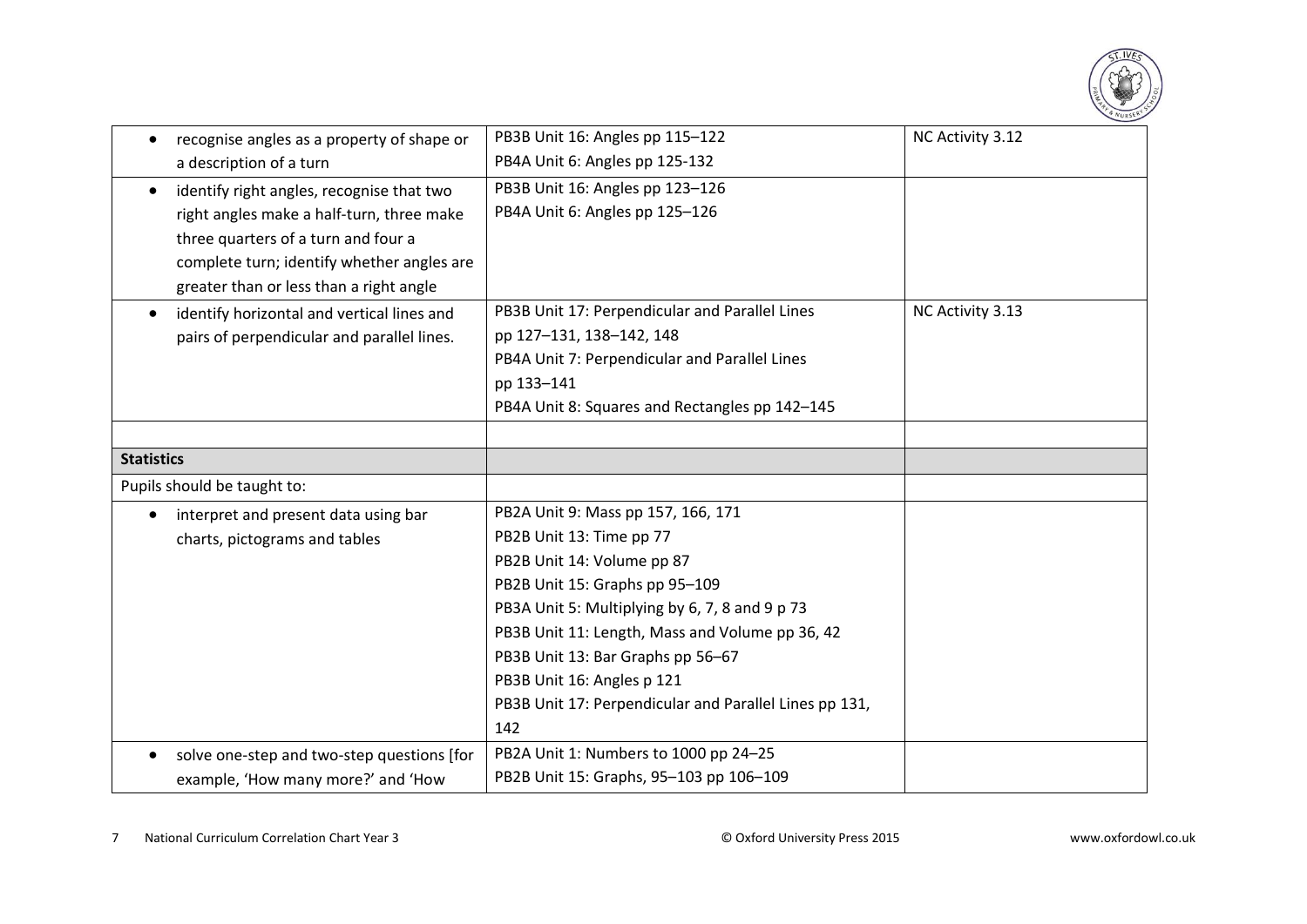| | | |
|---|---|---|
| • recognise angles as a property of shape or a description of a turn | PB3B Unit 16: Angles pp 115–122<br>PB4A Unit 6: Angles pp 125-132 | NC Activity 3.12 |
| • identify right angles, recognise that two right angles make a half-turn, three make three quarters of a turn and four a complete turn; identify whether angles are greater than or less than a right angle | PB3B Unit 16: Angles pp 123–126<br>PB4A Unit 6: Angles pp 125–126 | |
| • identify horizontal and vertical lines and pairs of perpendicular and parallel lines. | PB3B Unit 17: Perpendicular and Parallel Lines pp 127–131, 138–142, 148<br>PB4A Unit 7: Perpendicular and Parallel Lines pp 133–141<br>PB4A Unit 8: Squares and Rectangles pp 142–145 | NC Activity 3.13 |
| | | |
| **Statistics** | | |
| Pupils should be taught to: | | |
| • interpret and present data using bar charts, pictograms and tables | PB2A Unit 9: Mass pp 157, 166, 171<br>PB2B Unit 13: Time pp 77<br>PB2B Unit 14: Volume pp 87<br>PB2B Unit 15: Graphs pp 95–109<br>PB3A Unit 5: Multiplying by 6, 7, 8 and 9 p 73<br>PB3B Unit 11: Length, Mass and Volume pp 36, 42<br>PB3B Unit 13: Bar Graphs pp 56–67<br>PB3B Unit 16: Angles p 121<br>PB3B Unit 17: Perpendicular and Parallel Lines pp 131, 142 | |
| • solve one-step and two-step questions [for example, 'How many more?' and 'How | PB2A Unit 1: Numbers to 1000 pp 24–25<br>PB2B Unit 15: Graphs, 95–103 pp 106–109 | |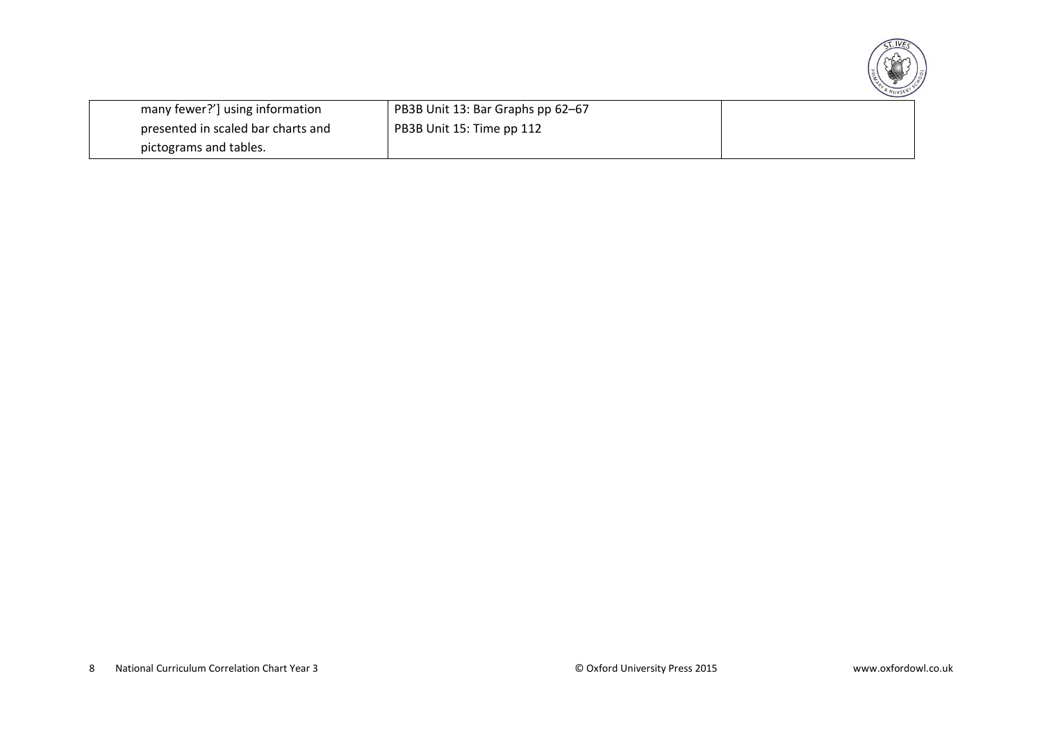| | | |
|---|---|---|
| many fewer?'] using information presented in scaled bar charts and pictograms and tables. | PB3B Unit 13: Bar Graphs pp 62–67<br>PB3B Unit 15: Time pp 112 | |